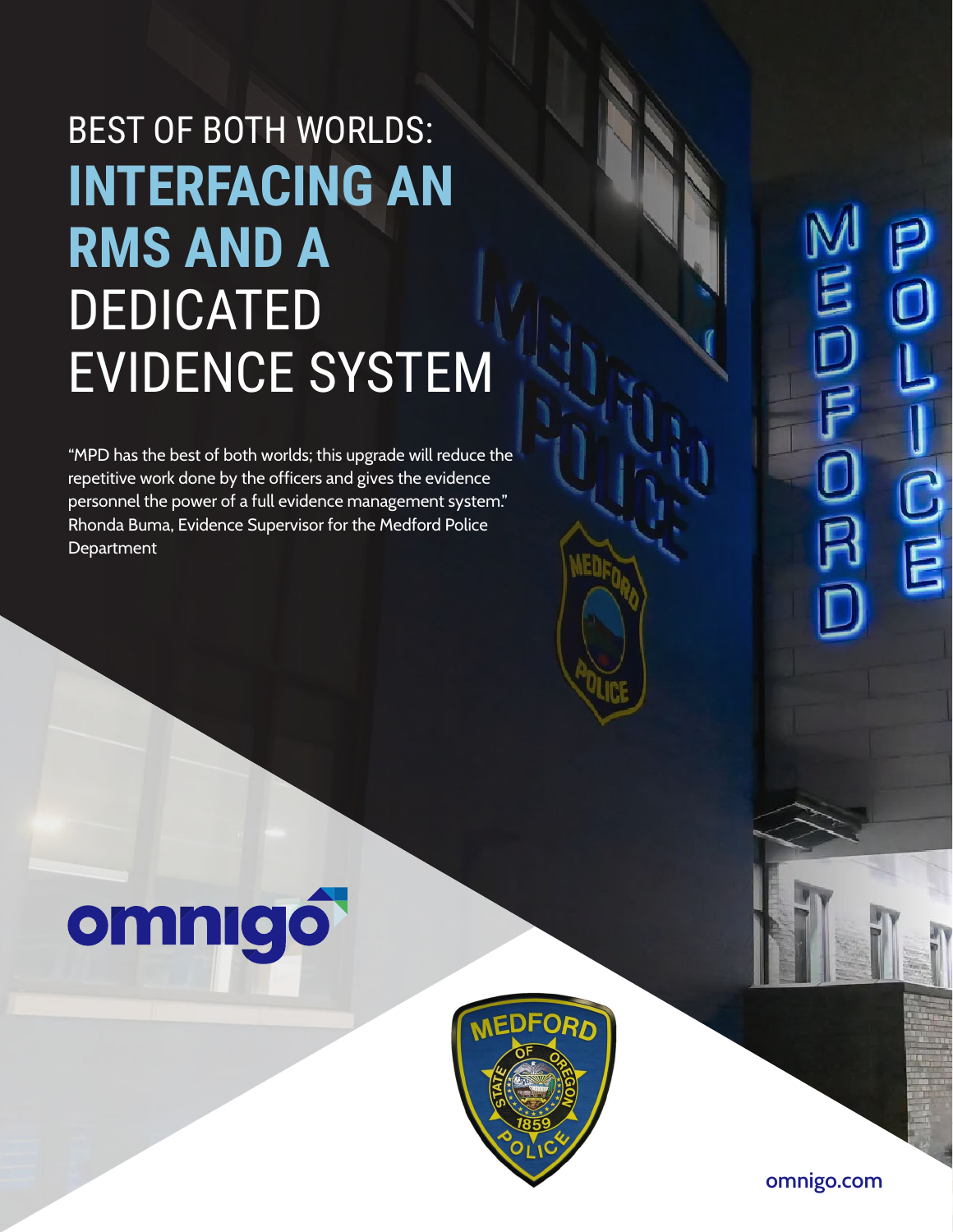# BEST OF BOTH WORLDS: INTERFACING AN RMS AND A DEDICATED EVIDENCE SYSTEM

"MPD has the best of both worlds; this upgrade will reduce the repetitive work done by the officers and gives the evidence personnel the power of a full evidence management system." Rhonda Buma, Evidence Supervisor for the Medford Police Department

omnigo

omnigo.com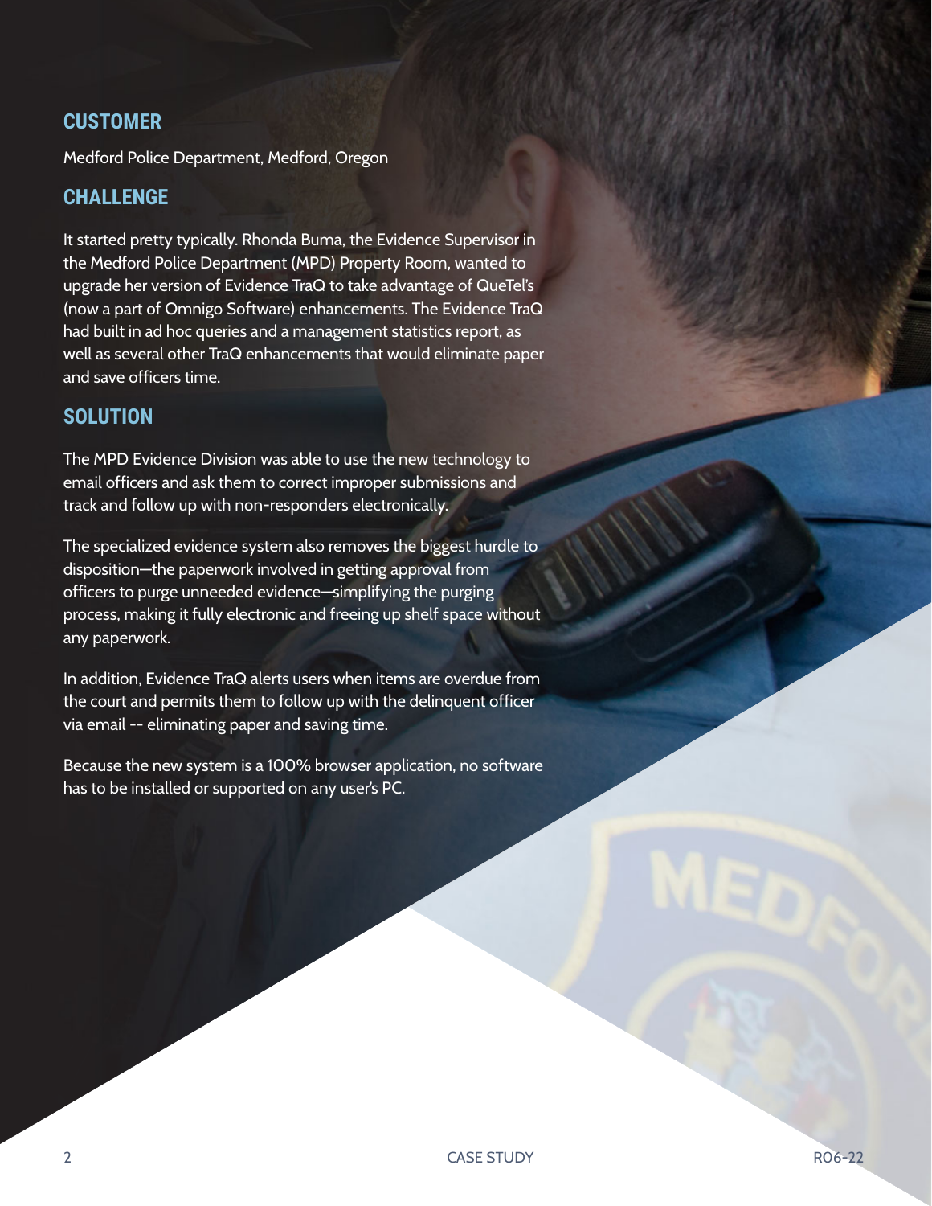## CUSTOMER

Medford Police Department, Medford, Oregon

## CHALLENGE

It started pretty typically. Rhonda Buma, the Evidence Supervisor in the Medford Police Department (MPD) Property Room, wanted to upgrade her version of Evidence TraQ to take advantage of QueTel's (now a part of Omnigo Software) enhancements. The Evidence TraQ had built in ad hoc queries and a management statistics report, as well as several other TraQ enhancements that would eliminate paper and save officers time.

## SOLUTION

The MPD Evidence Division was able to use the new technology to email officers and ask them to correct improper submissions and track and follow up with non-responders electronically.

The specialized evidence system also removes the biggest hurdle to disposition—the paperwork involved in getting approval from officers to purge unneeded evidence—simplifying the purging process, making it fully electronic and freeing up shelf space without any paperwork.

In addition, Evidence TraQ alerts users when items are overdue from the court and permits them to follow up with the delinquent officer via email -- eliminating paper and saving time.

Because the new system is a 100% browser application, no software has to be installed or supported on any user's PC.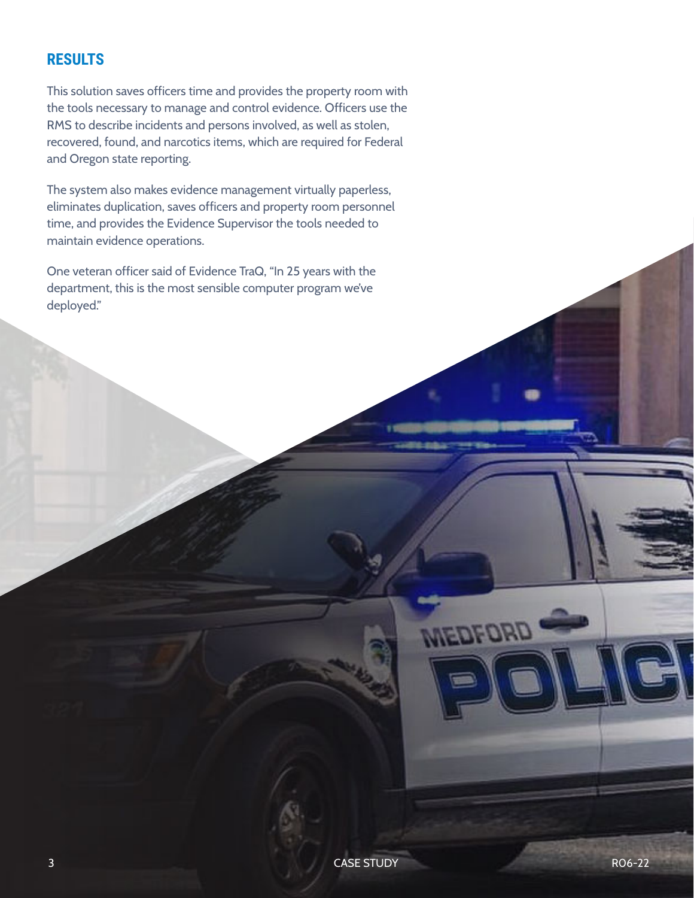## RESULTS

This solution saves officers time and provides the property room with the tools necessary to manage and control evidence. Officers use the RMS to describe incidents and persons involved, as well as stolen, recovered, found, and narcotics items, which are required for Federal and Oregon state reporting.

The system also makes evidence management virtually paperless, eliminates duplication, saves officers and property room personnel time, and provides the Evidence Supervisor the tools needed to maintain evidence operations.

One veteran officer said of Evidence TraQ, “In 25 years with the department, this is the most sensible computer program we’ve deployed.”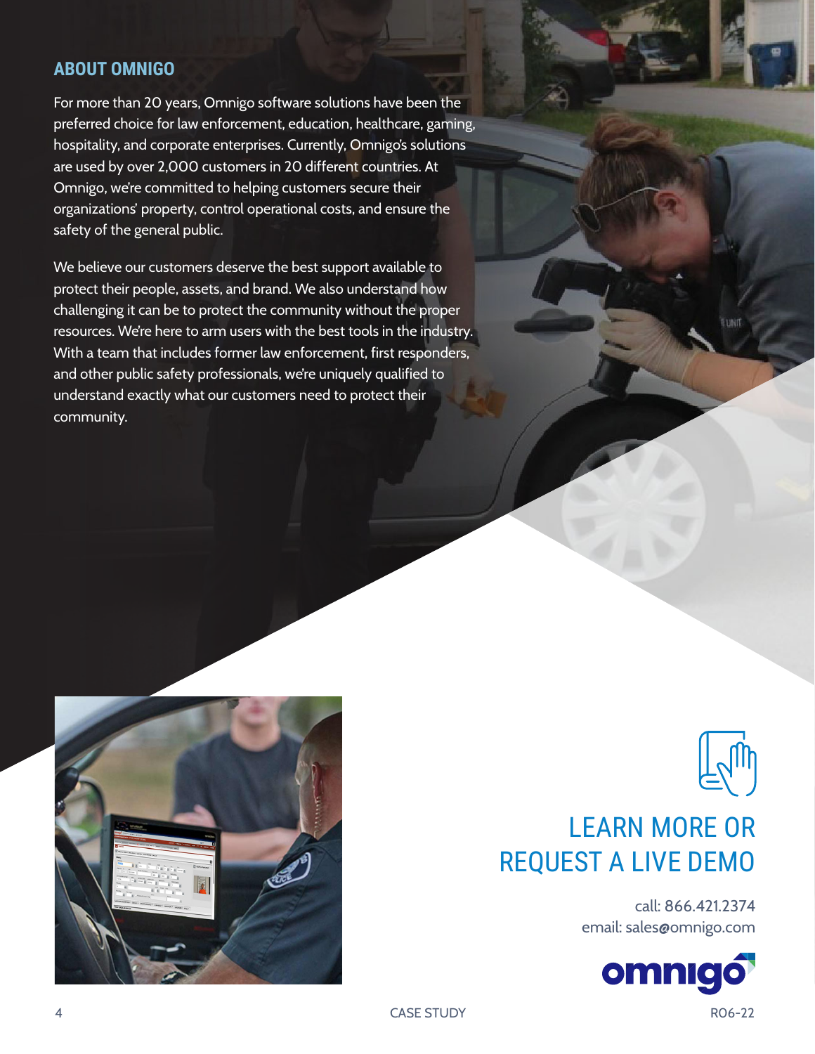## ABOUT OMNIGO

For more than 20 years, Omnigo software solutions have been the preferred choice for law enforcement, education, healthcare, gaming, hospitality, and corporate enterprises. Currently, Omnigo's solutions are used by over 2,000 customers in 20 different countries. At Omnigo, we're committed to helping customers secure their organizations' property, control operational costs, and ensure the safety of the general public.

We believe our customers deserve the best support available to protect their people, assets, and brand. We also understand how challenging it can be to protect the community without the proper resources. We're here to arm users with the best tools in the industry. With a team that includes former law enforcement, first responders, and other public safety professionals, we're uniquely qualified to understand exactly what our customers need to protect their community.

## LEARN MORE OR REQUEST A LIVE DEMO

call: 866.421.2374
email: sales@omnigo.com

omnigo

CASE STUDY

R06-22